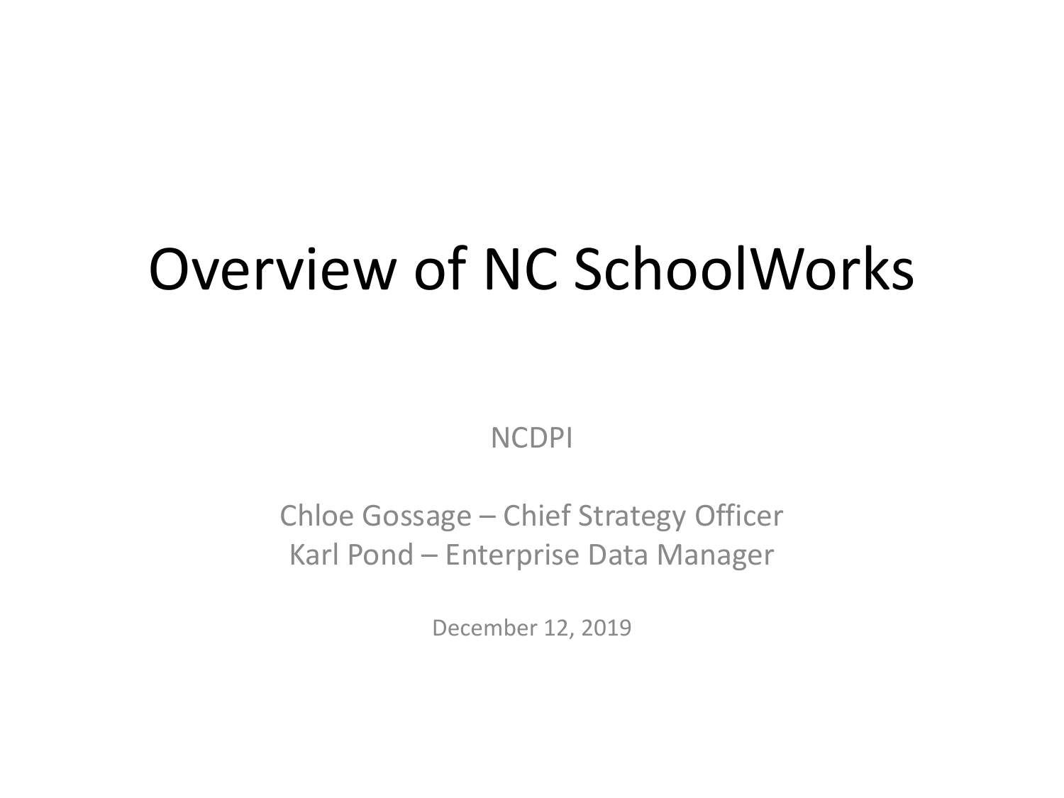# Overview of NC SchoolWorks

NCDPI

Chloe Gossage – Chief Strategy Officer
Karl Pond – Enterprise Data Manager

December 12, 2019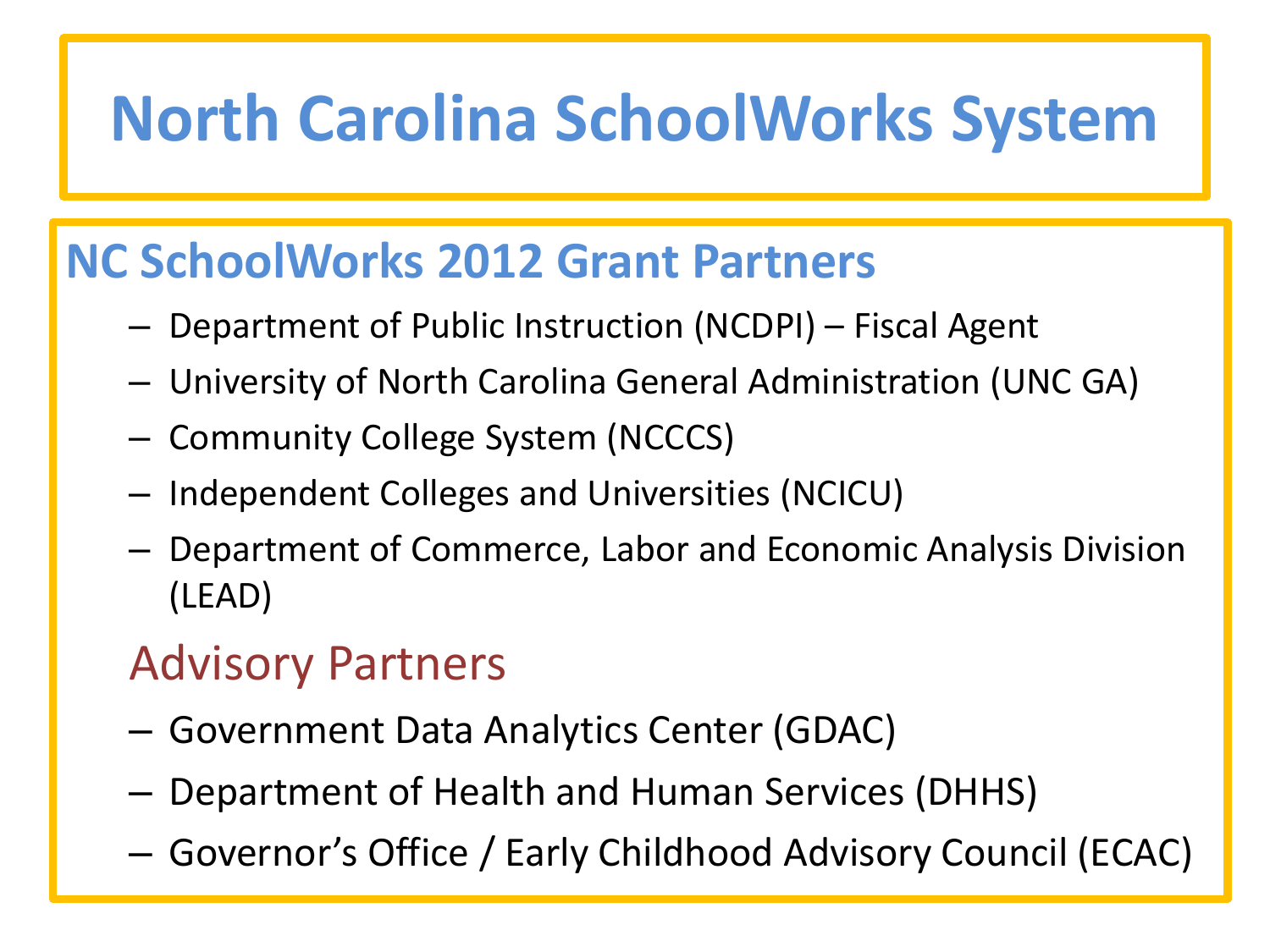# North Carolina SchoolWorks System

## NC SchoolWorks 2012 Grant Partners

- Department of Public Instruction (NCDPI) – Fiscal Agent
- University of North Carolina General Administration (UNC GA)
- Community College System (NCCCS)
- Independent Colleges and Universities (NCICU)
- Department of Commerce, Labor and Economic Analysis Division (LEAD)

### Advisory Partners

- Government Data Analytics Center (GDAC)
- Department of Health and Human Services (DHHS)
- Governor's Office / Early Childhood Advisory Council (ECAC)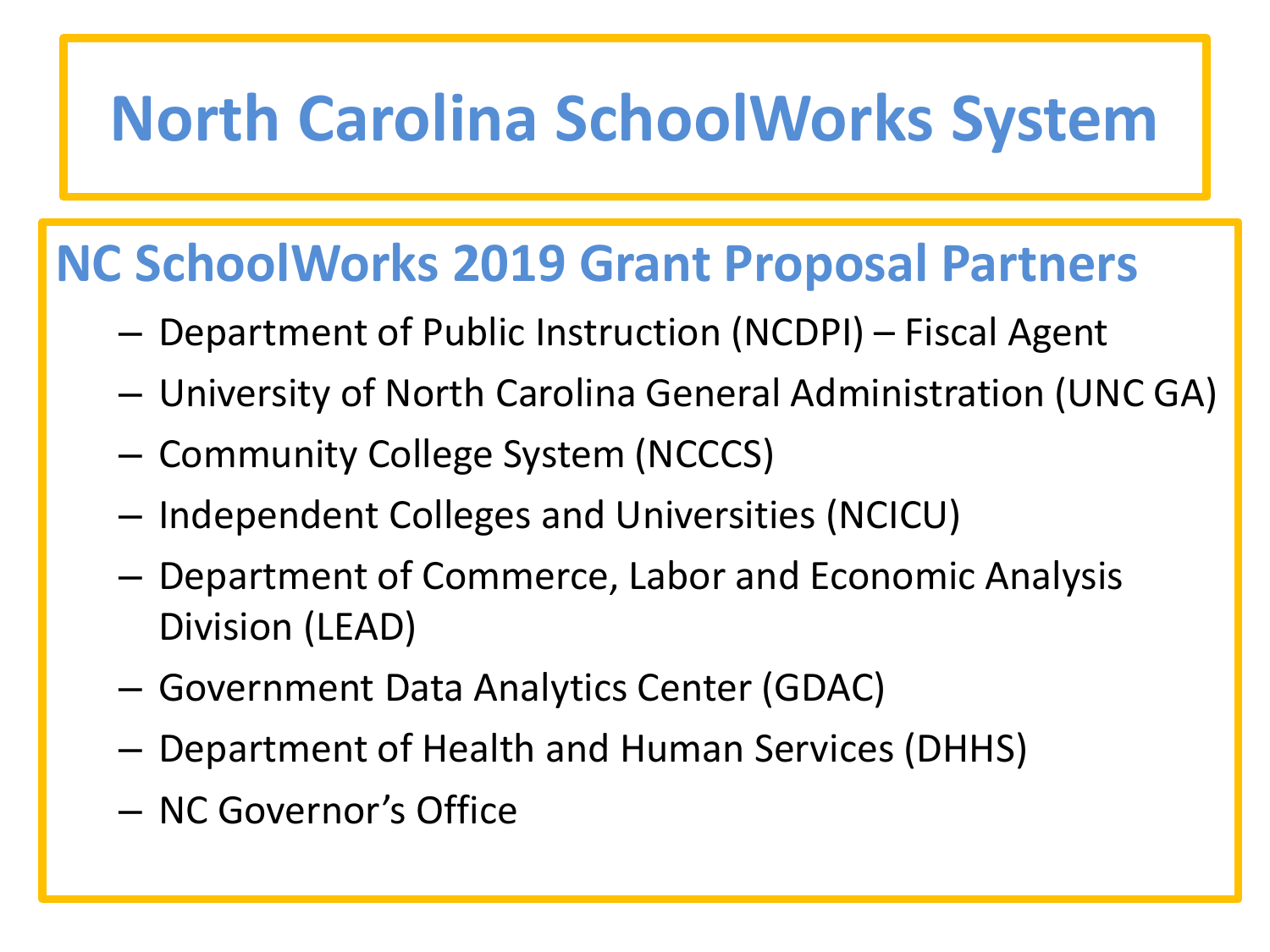# North Carolina SchoolWorks System

## NC SchoolWorks 2019 Grant Proposal Partners

- Department of Public Instruction (NCDPI) – Fiscal Agent
- University of North Carolina General Administration (UNC GA)
- Community College System (NCCCS)
- Independent Colleges and Universities (NCICU)
- Department of Commerce, Labor and Economic Analysis Division (LEAD)
- Government Data Analytics Center (GDAC)
- Department of Health and Human Services (DHHS)
- NC Governor's Office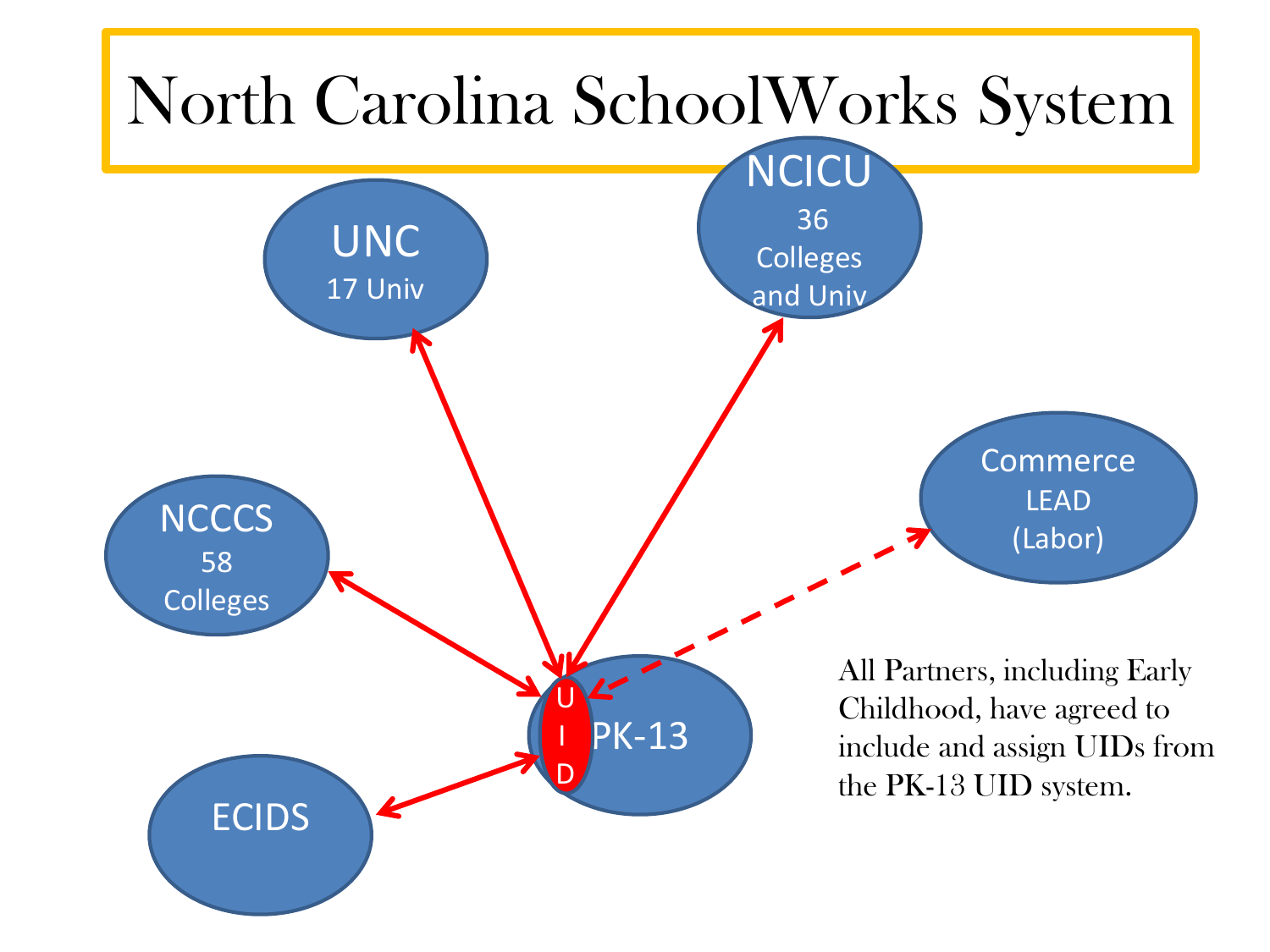# North Carolina SchoolWorks System

UNC
17 Univ

NCICU
36 Colleges and Univ

NCCCS
58 Colleges

Commerce
LEAD
(Labor)

ECIDS

UID

PK-13

All Partners, including Early Childhood, have agreed to include and assign UIDs from the PK-13 UID system.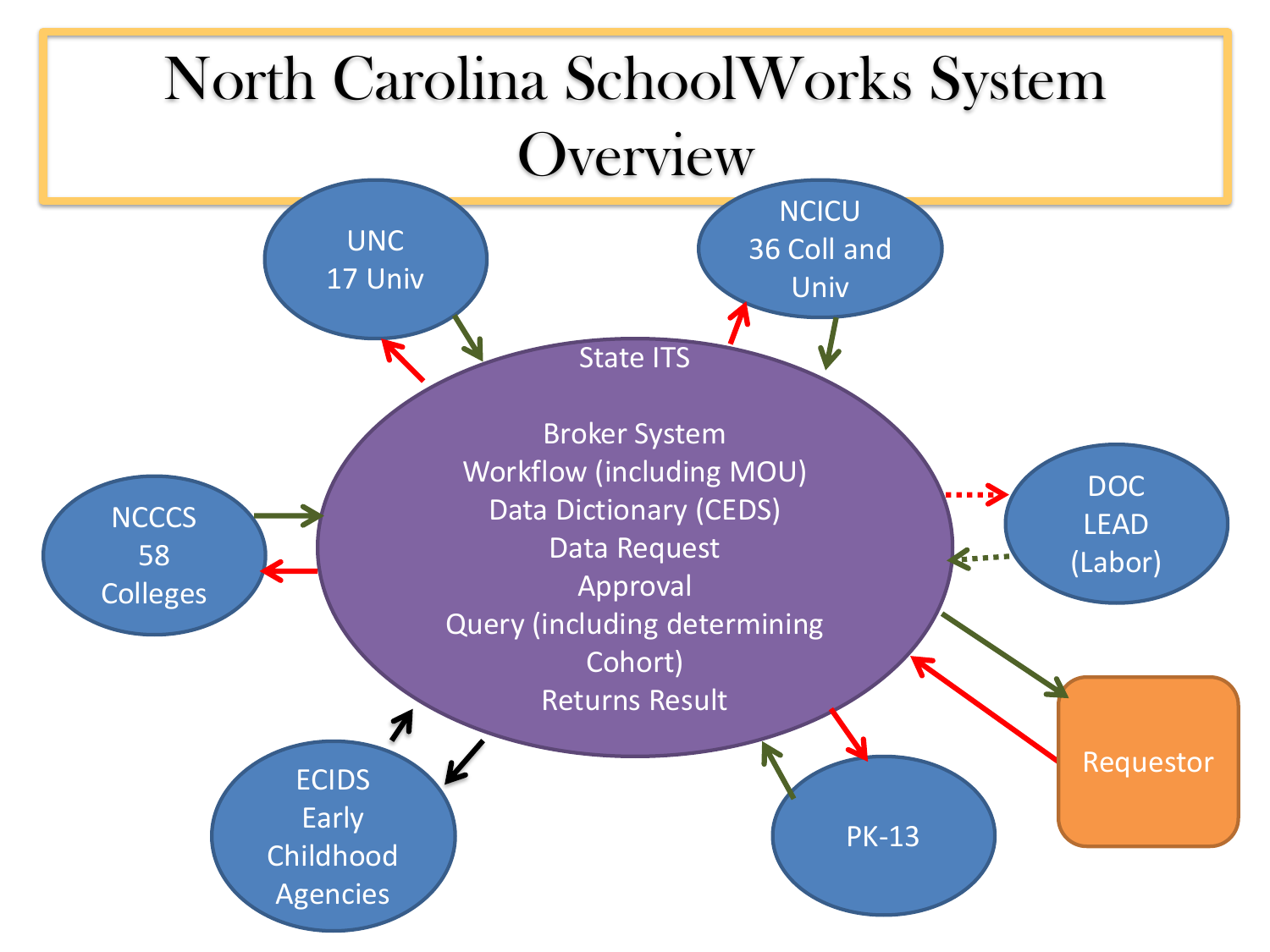# North Carolina SchoolWorks System Overview

UNC
17 Univ

NCICU
36 Coll and Univ

State ITS

Broker System
Workflow (including MOU)
Data Dictionary (CEDS)
Data Request
Approval
Query (including determining Cohort)
Returns Result

NCCCS
58 Colleges

DOC
LEAD
(Labor)

Requestor

ECIDS
Early Childhood Agencies

PK-13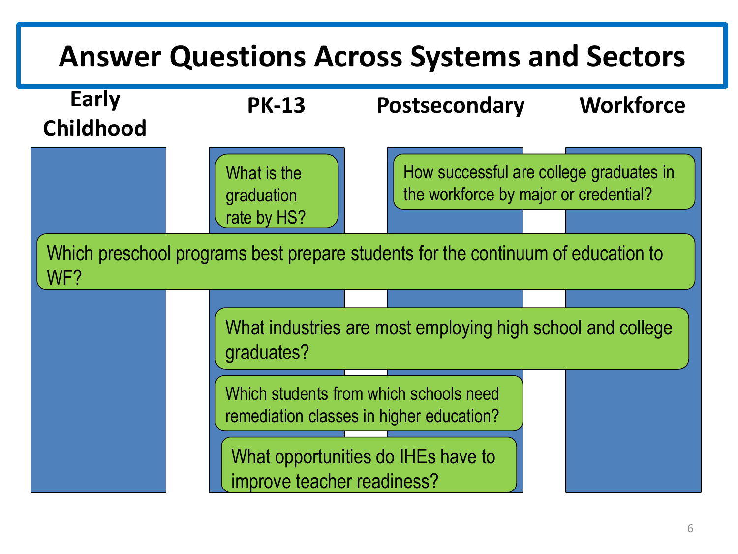# Answer Questions Across Systems and Sectors

**Early Childhood** | **PK-13** | **Postsecondary** | **Workforce**

- What is the graduation rate by HS?
- How successful are college graduates in the workforce by major or credential?
- Which preschool programs best prepare students for the continuum of education to WF?
- What industries are most employing high school and college graduates?
- Which students from which schools need remediation classes in higher education?
- What opportunities do IHEs have to improve teacher readiness?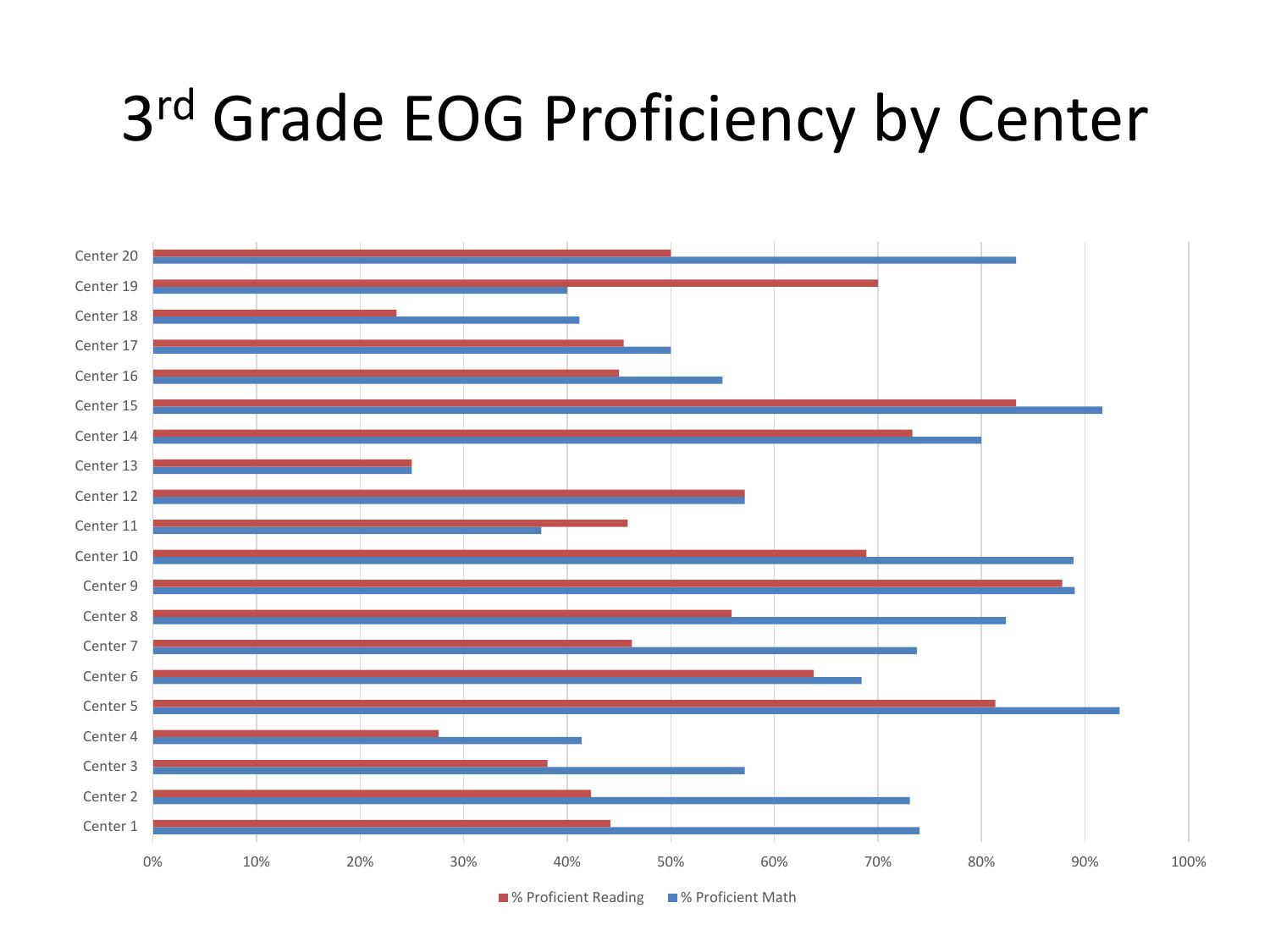# 3rd Grade EOG Proficiency by Center

Center 20
Center 19
Center 18
Center 17
Center 16
Center 15
Center 14
Center 13
Center 12
Center 11
Center 10
Center 9
Center 8
Center 7
Center 6
Center 5
Center 4
Center 3
Center 2
Center 1

0% 10% 20% 30% 40% 50% 60% 70% 80% 90% 100%

% Proficient Reading
% Proficient Math